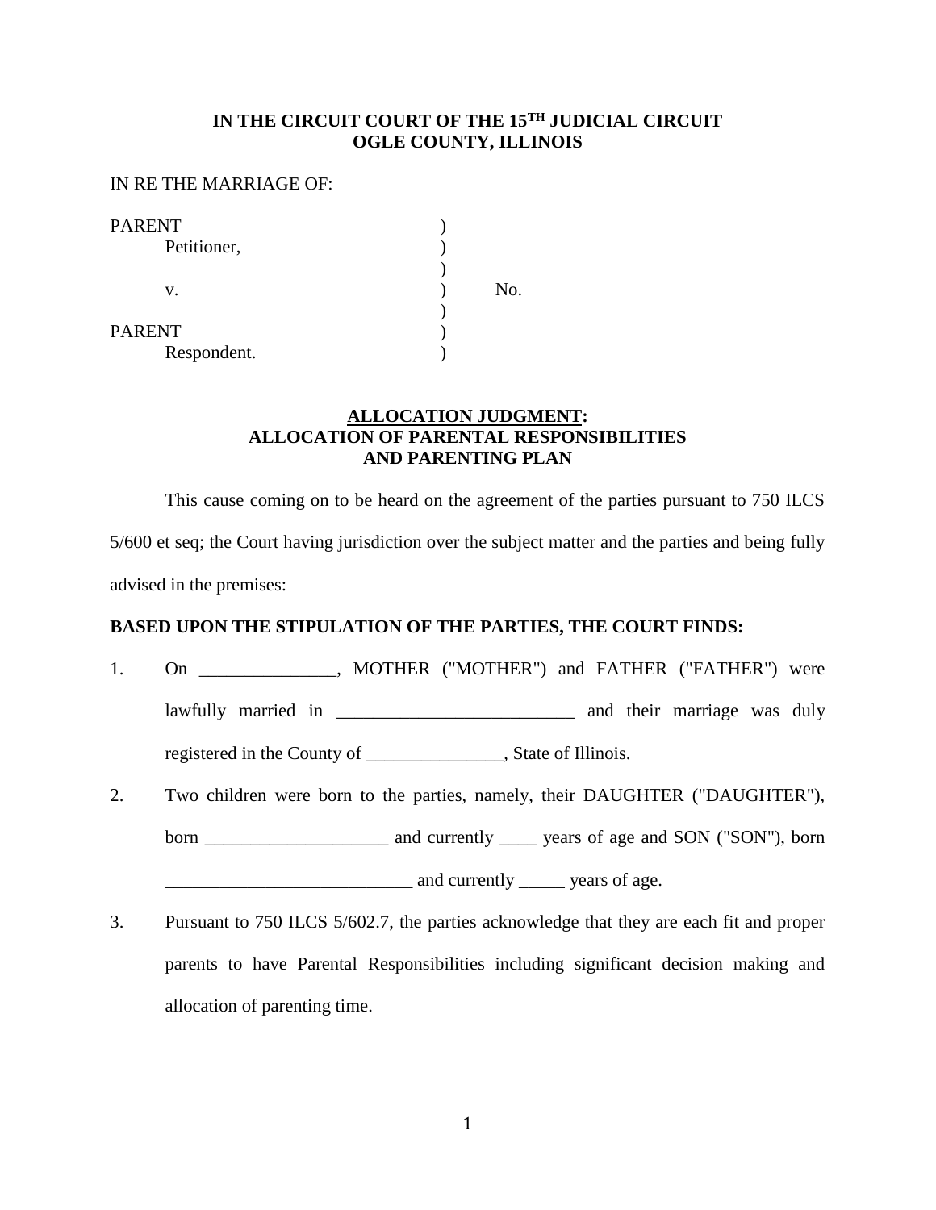**IN THE CIRCUIT COURT OF THE 15TH JUDICIAL CIRCUIT**
**OGLE COUNTY, ILLINOIS**

IN RE THE MARRIAGE OF:

| | | |
|---|---|---|
| PARENT | ) | |
| Petitioner, | ) | |
| | ) | |
| v. | ) | No. |
| | ) | |
| PARENT | ) | |
| Respondent. | ) | |

**<u>ALLOCATION JUDGMENT</u>:**
**ALLOCATION OF PARENTAL RESPONSIBILITIES**
**AND PARENTING PLAN**

This cause coming on to be heard on the agreement of the parties pursuant to 750 ILCS 5/600 et seq; the Court having jurisdiction over the subject matter and the parties and being fully advised in the premises:

**BASED UPON THE STIPULATION OF THE PARTIES, THE COURT FINDS:**

1. On _______________, MOTHER ("MOTHER") and FATHER ("FATHER") were lawfully married in __________________________ and their marriage was duly registered in the County of _______________, State of Illinois.

2. Two children were born to the parties, namely, their DAUGHTER ("DAUGHTER"), born ____________________ and currently ____ years of age and SON ("SON"), born ___________________________ and currently _____ years of age.

3. Pursuant to 750 ILCS 5/602.7, the parties acknowledge that they are each fit and proper parents to have Parental Responsibilities including significant decision making and allocation of parenting time.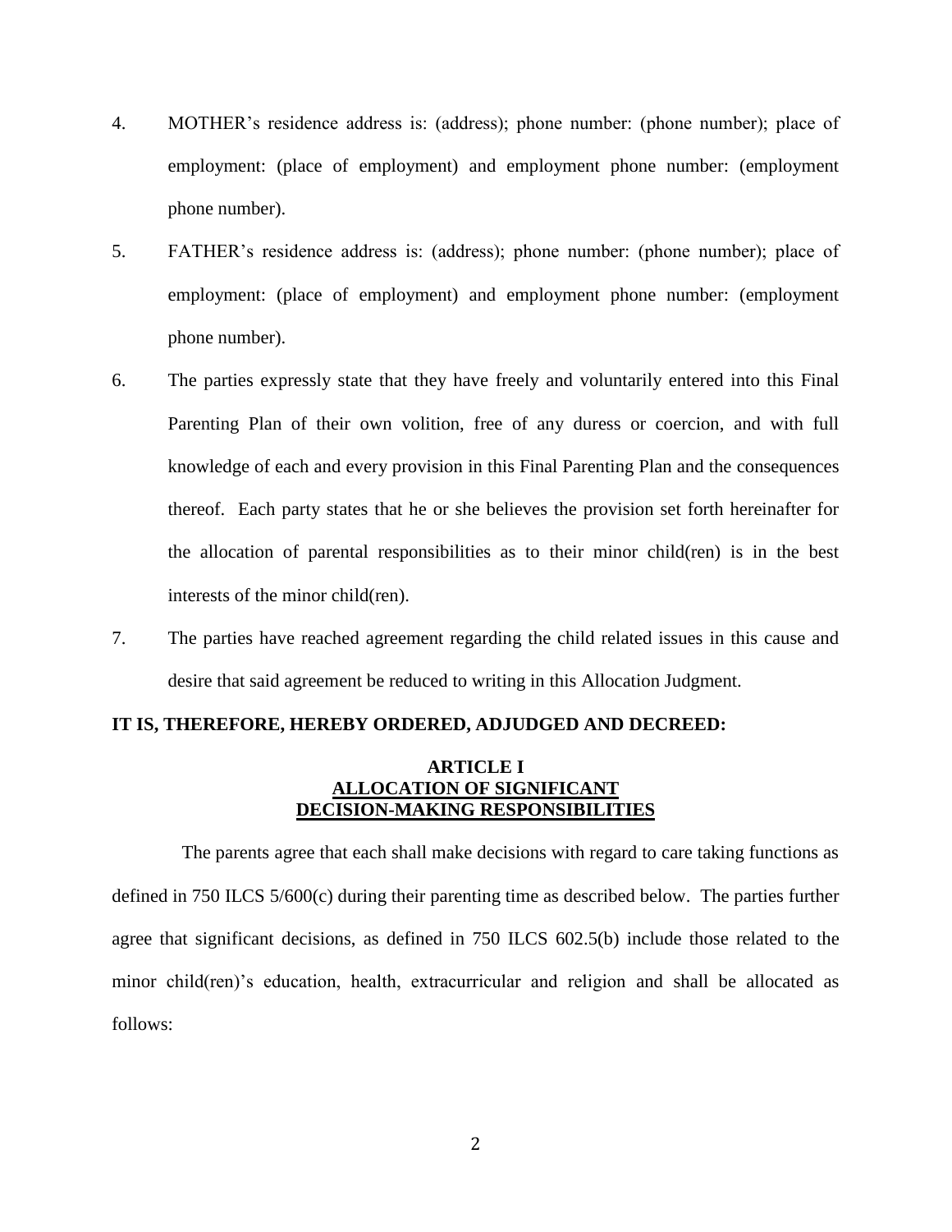4. MOTHER's residence address is: (address); phone number: (phone number); place of employment: (place of employment) and employment phone number: (employment phone number).

5. FATHER's residence address is: (address); phone number: (phone number); place of employment: (place of employment) and employment phone number: (employment phone number).

6. The parties expressly state that they have freely and voluntarily entered into this Final Parenting Plan of their own volition, free of any duress or coercion, and with full knowledge of each and every provision in this Final Parenting Plan and the consequences thereof. Each party states that he or she believes the provision set forth hereinafter for the allocation of parental responsibilities as to their minor child(ren) is in the best interests of the minor child(ren).

7. The parties have reached agreement regarding the child related issues in this cause and desire that said agreement be reduced to writing in this Allocation Judgment.

**IT IS, THEREFORE, HEREBY ORDERED, ADJUDGED AND DECREED:**

## ARTICLE I
## ALLOCATION OF SIGNIFICANT DECISION-MAKING RESPONSIBILITIES

The parents agree that each shall make decisions with regard to care taking functions as defined in 750 ILCS 5/600(c) during their parenting time as described below. The parties further agree that significant decisions, as defined in 750 ILCS 602.5(b) include those related to the minor child(ren)'s education, health, extracurricular and religion and shall be allocated as follows: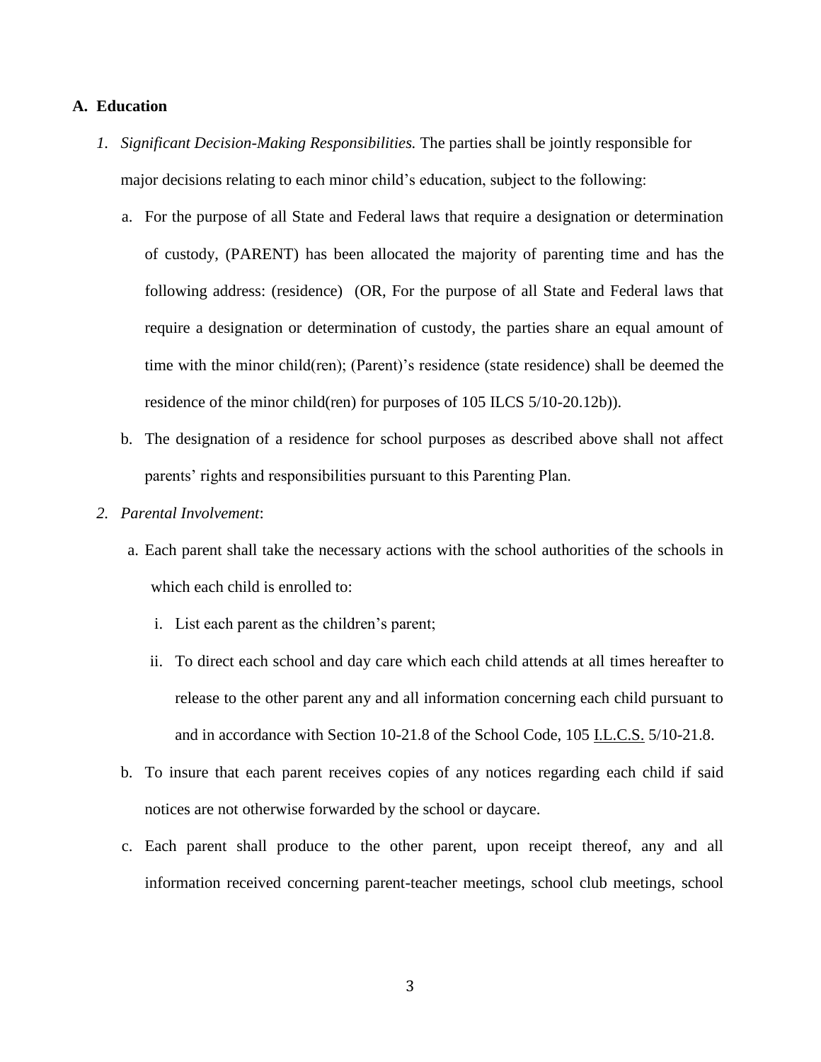## A. Education

1. *Significant Decision-Making Responsibilities.* The parties shall be jointly responsible for major decisions relating to each minor child's education, subject to the following:

   a. For the purpose of all State and Federal laws that require a designation or determination of custody, (PARENT) has been allocated the majority of parenting time and has the following address: (residence) (OR, For the purpose of all State and Federal laws that require a designation or determination of custody, the parties share an equal amount of time with the minor child(ren); (Parent)'s residence (state residence) shall be deemed the residence of the minor child(ren) for purposes of 105 ILCS 5/10-20.12b)).

   b. The designation of a residence for school purposes as described above shall not affect parents' rights and responsibilities pursuant to this Parenting Plan.

2. *Parental Involvement*:

   a. Each parent shall take the necessary actions with the school authorities of the schools in which each child is enrolled to:

      i. List each parent as the children's parent;

      ii. To direct each school and day care which each child attends at all times hereafter to release to the other parent any and all information concerning each child pursuant to and in accordance with Section 10-21.8 of the School Code, 105 <u>I.L.C.S.</u> 5/10-21.8.

   b. To insure that each parent receives copies of any notices regarding each child if said notices are not otherwise forwarded by the school or daycare.

   c. Each parent shall produce to the other parent, upon receipt thereof, any and all information received concerning parent-teacher meetings, school club meetings, school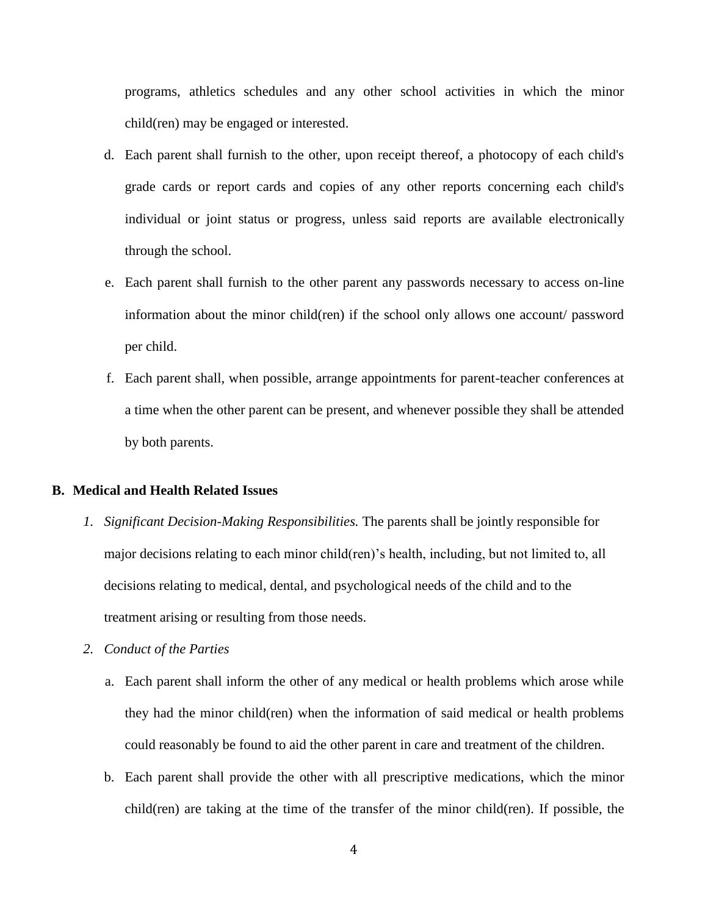programs, athletics schedules and any other school activities in which the minor child(ren) may be engaged or interested.

d. Each parent shall furnish to the other, upon receipt thereof, a photocopy of each child's grade cards or report cards and copies of any other reports concerning each child's individual or joint status or progress, unless said reports are available electronically through the school.

e. Each parent shall furnish to the other parent any passwords necessary to access on-line information about the minor child(ren) if the school only allows one account/ password per child.

f. Each parent shall, when possible, arrange appointments for parent-teacher conferences at a time when the other parent can be present, and whenever possible they shall be attended by both parents.

**B. Medical and Health Related Issues**

1. *Significant Decision-Making Responsibilities.* The parents shall be jointly responsible for major decisions relating to each minor child(ren)'s health, including, but not limited to, all decisions relating to medical, dental, and psychological needs of the child and to the treatment arising or resulting from those needs.

2. *Conduct of the Parties*

   a. Each parent shall inform the other of any medical or health problems which arose while they had the minor child(ren) when the information of said medical or health problems could reasonably be found to aid the other parent in care and treatment of the children.

   b. Each parent shall provide the other with all prescriptive medications, which the minor child(ren) are taking at the time of the transfer of the minor child(ren). If possible, the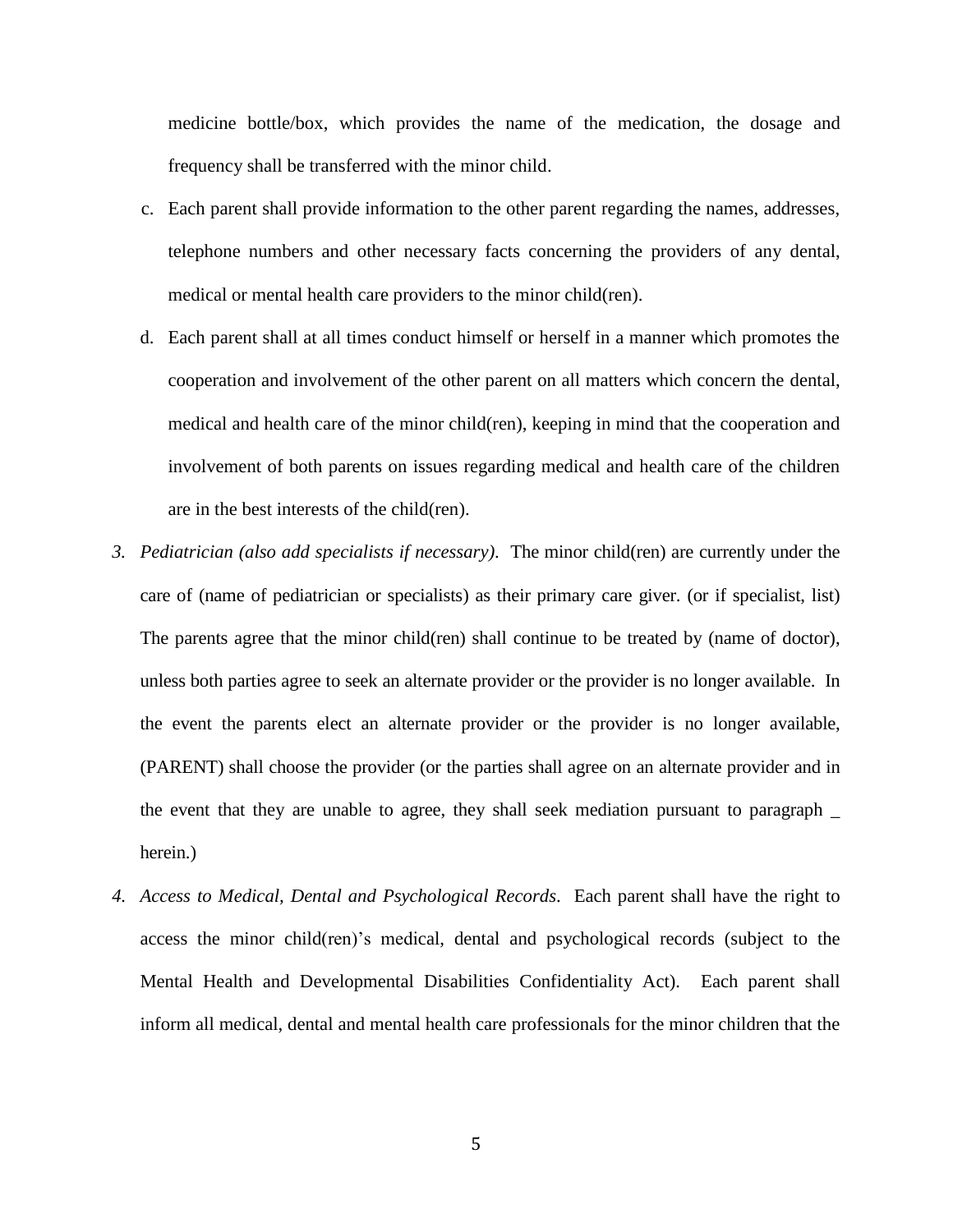medicine bottle/box, which provides the name of the medication, the dosage and frequency shall be transferred with the minor child.

c. Each parent shall provide information to the other parent regarding the names, addresses, telephone numbers and other necessary facts concerning the providers of any dental, medical or mental health care providers to the minor child(ren).

d. Each parent shall at all times conduct himself or herself in a manner which promotes the cooperation and involvement of the other parent on all matters which concern the dental, medical and health care of the minor child(ren), keeping in mind that the cooperation and involvement of both parents on issues regarding medical and health care of the children are in the best interests of the child(ren).

3. *Pediatrician (also add specialists if necessary)*. The minor child(ren) are currently under the care of (name of pediatrician or specialists) as their primary care giver. (or if specialist, list) The parents agree that the minor child(ren) shall continue to be treated by (name of doctor), unless both parties agree to seek an alternate provider or the provider is no longer available. In the event the parents elect an alternate provider or the provider is no longer available, (PARENT) shall choose the provider (or the parties shall agree on an alternate provider and in the event that they are unable to agree, they shall seek mediation pursuant to paragraph _ herein.)

4. *Access to Medical, Dental and Psychological Records*. Each parent shall have the right to access the minor child(ren)'s medical, dental and psychological records (subject to the Mental Health and Developmental Disabilities Confidentiality Act). Each parent shall inform all medical, dental and mental health care professionals for the minor children that the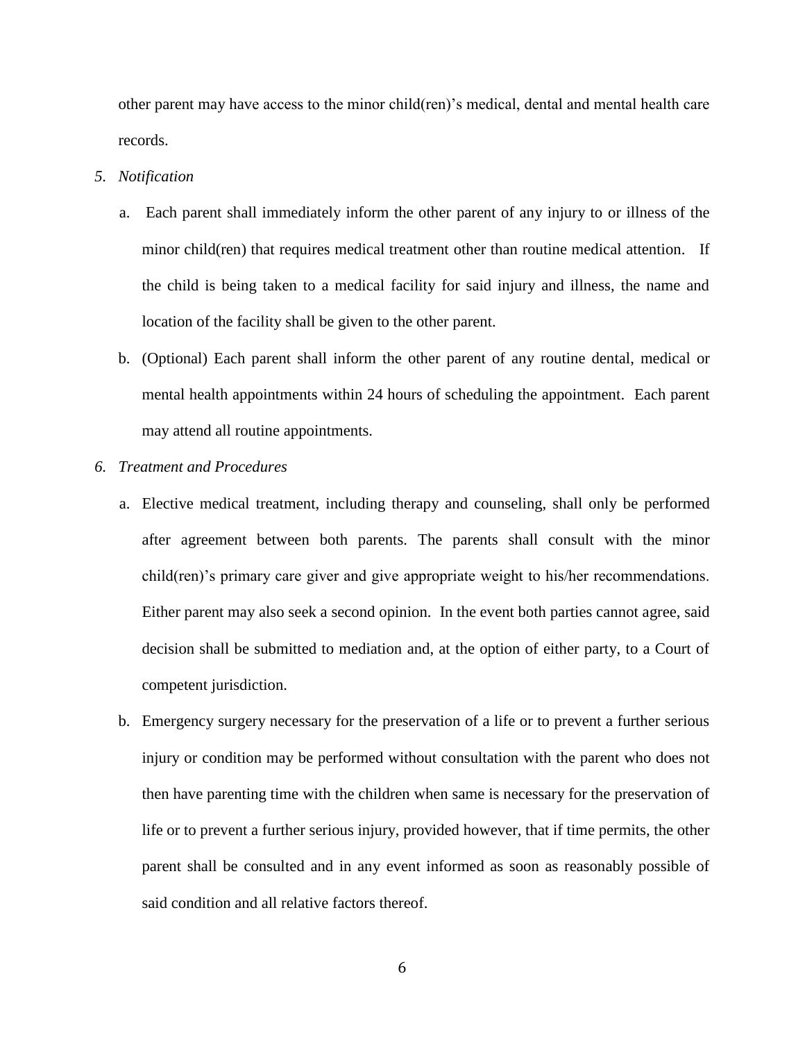other parent may have access to the minor child(ren)'s medical, dental and mental health care records.

5. *Notification*

   a. Each parent shall immediately inform the other parent of any injury to or illness of the minor child(ren) that requires medical treatment other than routine medical attention. If the child is being taken to a medical facility for said injury and illness, the name and location of the facility shall be given to the other parent.

   b. (Optional) Each parent shall inform the other parent of any routine dental, medical or mental health appointments within 24 hours of scheduling the appointment. Each parent may attend all routine appointments.

6. *Treatment and Procedures*

   a. Elective medical treatment, including therapy and counseling, shall only be performed after agreement between both parents. The parents shall consult with the minor child(ren)'s primary care giver and give appropriate weight to his/her recommendations. Either parent may also seek a second opinion. In the event both parties cannot agree, said decision shall be submitted to mediation and, at the option of either party, to a Court of competent jurisdiction.

   b. Emergency surgery necessary for the preservation of a life or to prevent a further serious injury or condition may be performed without consultation with the parent who does not then have parenting time with the children when same is necessary for the preservation of life or to prevent a further serious injury, provided however, that if time permits, the other parent shall be consulted and in any event informed as soon as reasonably possible of said condition and all relative factors thereof.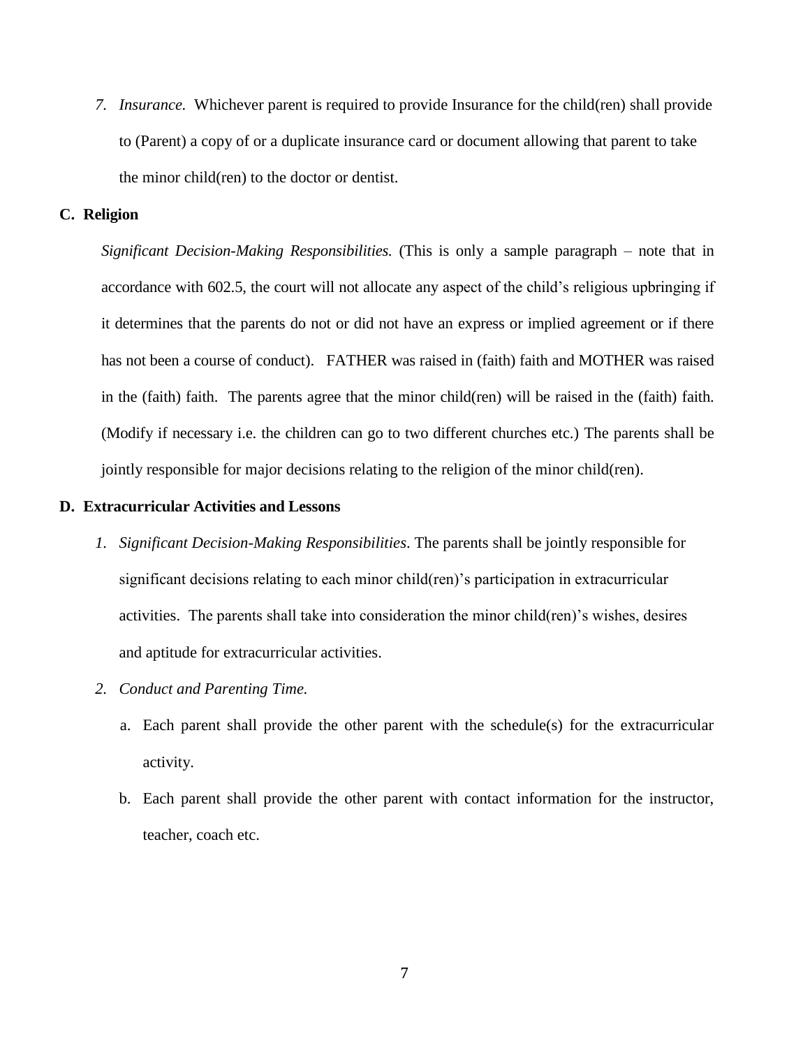7. *Insurance.* Whichever parent is required to provide Insurance for the child(ren) shall provide to (Parent) a copy of or a duplicate insurance card or document allowing that parent to take the minor child(ren) to the doctor or dentist.

**C. Religion**

*Significant Decision-Making Responsibilities.* (This is only a sample paragraph – note that in accordance with 602.5, the court will not allocate any aspect of the child's religious upbringing if it determines that the parents do not or did not have an express or implied agreement or if there has not been a course of conduct). FATHER was raised in (faith) faith and MOTHER was raised in the (faith) faith. The parents agree that the minor child(ren) will be raised in the (faith) faith. (Modify if necessary i.e. the children can go to two different churches etc.) The parents shall be jointly responsible for major decisions relating to the religion of the minor child(ren).

**D. Extracurricular Activities and Lessons**

1. *Significant Decision-Making Responsibilities*. The parents shall be jointly responsible for significant decisions relating to each minor child(ren)'s participation in extracurricular activities. The parents shall take into consideration the minor child(ren)'s wishes, desires and aptitude for extracurricular activities.
2. *Conduct and Parenting Time.*
   a. Each parent shall provide the other parent with the schedule(s) for the extracurricular activity.
   b. Each parent shall provide the other parent with contact information for the instructor, teacher, coach etc.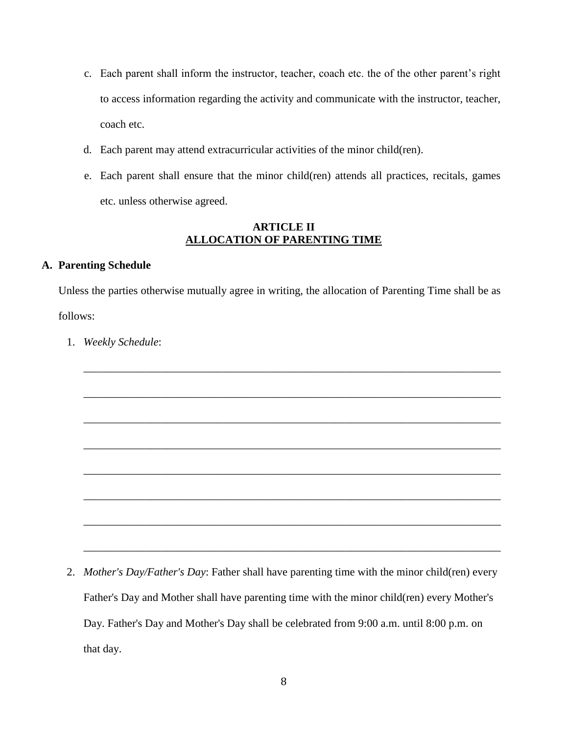c. Each parent shall inform the instructor, teacher, coach etc. the of the other parent's right to access information regarding the activity and communicate with the instructor, teacher, coach etc.

d. Each parent may attend extracurricular activities of the minor child(ren).

e. Each parent shall ensure that the minor child(ren) attends all practices, recitals, games etc. unless otherwise agreed.

## ARTICLE II
## ALLOCATION OF PARENTING TIME

**A. Parenting Schedule**

Unless the parties otherwise mutually agree in writing, the allocation of Parenting Time shall be as follows:

1. *Weekly Schedule*:

   ______________________________________________________________________________

   ______________________________________________________________________________

   ______________________________________________________________________________

   ______________________________________________________________________________

   ______________________________________________________________________________

   ______________________________________________________________________________

   ______________________________________________________________________________

   ______________________________________________________________________________

2. *Mother's Day/Father's Day*: Father shall have parenting time with the minor child(ren) every Father's Day and Mother shall have parenting time with the minor child(ren) every Mother's Day. Father's Day and Mother's Day shall be celebrated from 9:00 a.m. until 8:00 p.m. on that day.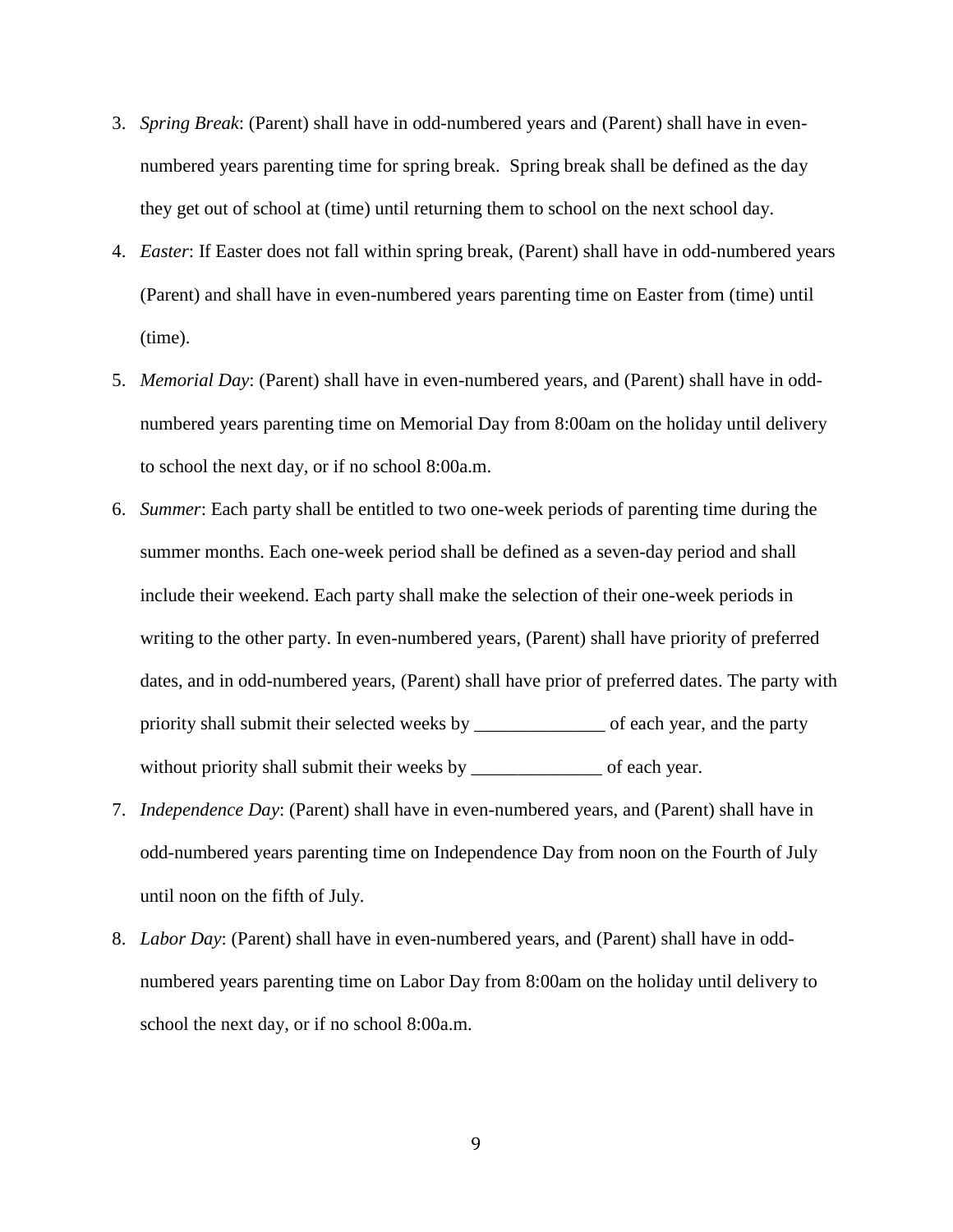3. *Spring Break*: (Parent) shall have in odd-numbered years and (Parent) shall have in even-numbered years parenting time for spring break. Spring break shall be defined as the day they get out of school at (time) until returning them to school on the next school day.
4. *Easter*: If Easter does not fall within spring break, (Parent) shall have in odd-numbered years (Parent) and shall have in even-numbered years parenting time on Easter from (time) until (time).
5. *Memorial Day*: (Parent) shall have in even-numbered years, and (Parent) shall have in odd-numbered years parenting time on Memorial Day from 8:00am on the holiday until delivery to school the next day, or if no school 8:00a.m.
6. *Summer*: Each party shall be entitled to two one-week periods of parenting time during the summer months. Each one-week period shall be defined as a seven-day period and shall include their weekend. Each party shall make the selection of their one-week periods in writing to the other party. In even-numbered years, (Parent) shall have priority of preferred dates, and in odd-numbered years, (Parent) shall have prior of preferred dates. The party with priority shall submit their selected weeks by ______________ of each year, and the party without priority shall submit their weeks by ______________ of each year.
7. *Independence Day*: (Parent) shall have in even-numbered years, and (Parent) shall have in odd-numbered years parenting time on Independence Day from noon on the Fourth of July until noon on the fifth of July.
8. *Labor Day*: (Parent) shall have in even-numbered years, and (Parent) shall have in odd-numbered years parenting time on Labor Day from 8:00am on the holiday until delivery to school the next day, or if no school 8:00a.m.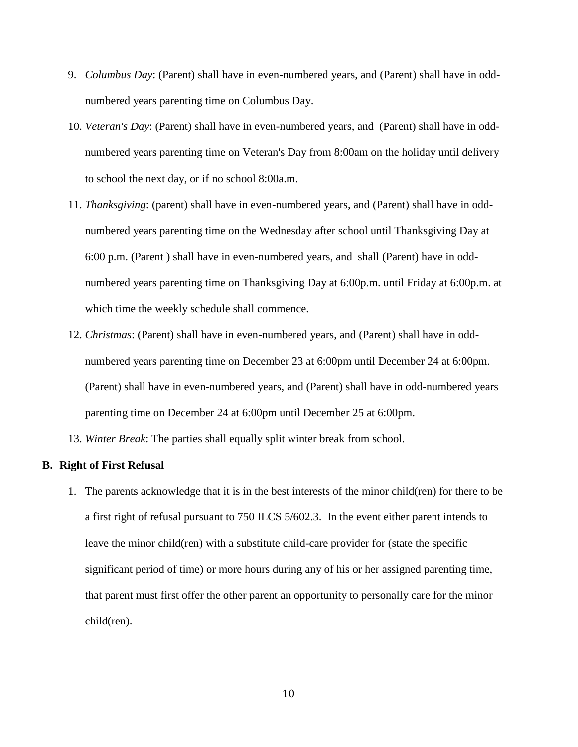9. *Columbus Day*: (Parent) shall have in even-numbered years, and (Parent) shall have in odd-numbered years parenting time on Columbus Day.
10. *Veteran's Day*: (Parent) shall have in even-numbered years, and (Parent) shall have in odd-numbered years parenting time on Veteran's Day from 8:00am on the holiday until delivery to school the next day, or if no school 8:00a.m.
11. *Thanksgiving*: (parent) shall have in even-numbered years, and (Parent) shall have in odd-numbered years parenting time on the Wednesday after school until Thanksgiving Day at 6:00 p.m. (Parent ) shall have in even-numbered years, and shall (Parent) have in odd-numbered years parenting time on Thanksgiving Day at 6:00p.m. until Friday at 6:00p.m. at which time the weekly schedule shall commence.
12. *Christmas*: (Parent) shall have in even-numbered years, and (Parent) shall have in odd-numbered years parenting time on December 23 at 6:00pm until December 24 at 6:00pm. (Parent) shall have in even-numbered years, and (Parent) shall have in odd-numbered years parenting time on December 24 at 6:00pm until December 25 at 6:00pm.
13. *Winter Break*: The parties shall equally split winter break from school.

**B. Right of First Refusal**

1. The parents acknowledge that it is in the best interests of the minor child(ren) for there to be a first right of refusal pursuant to 750 ILCS 5/602.3. In the event either parent intends to leave the minor child(ren) with a substitute child-care provider for (state the specific significant period of time) or more hours during any of his or her assigned parenting time, that parent must first offer the other parent an opportunity to personally care for the minor child(ren).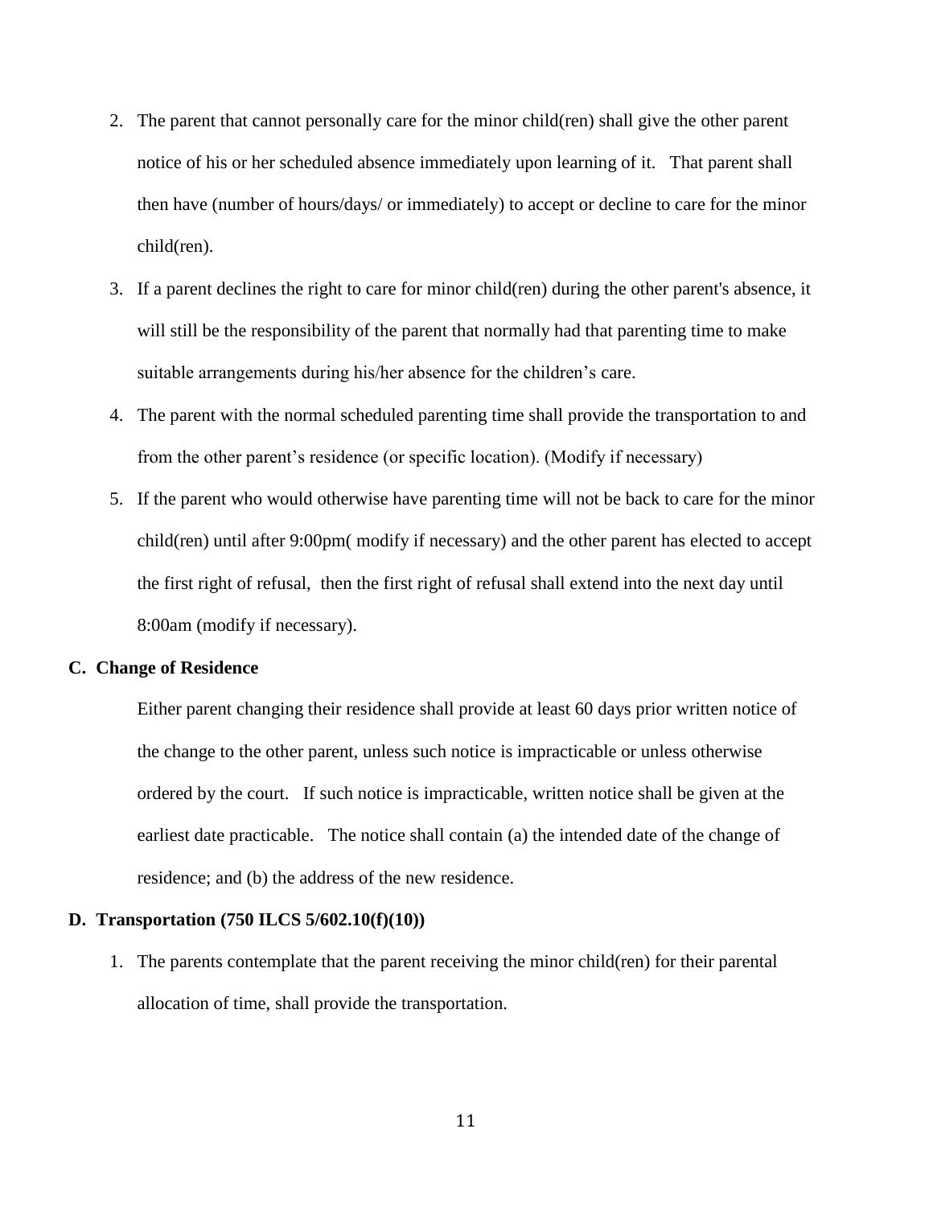2. The parent that cannot personally care for the minor child(ren) shall give the other parent notice of his or her scheduled absence immediately upon learning of it. That parent shall then have (number of hours/days/ or immediately) to accept or decline to care for the minor child(ren).
3. If a parent declines the right to care for minor child(ren) during the other parent's absence, it will still be the responsibility of the parent that normally had that parenting time to make suitable arrangements during his/her absence for the children's care.
4. The parent with the normal scheduled parenting time shall provide the transportation to and from the other parent's residence (or specific location). (Modify if necessary)
5. If the parent who would otherwise have parenting time will not be back to care for the minor child(ren) until after 9:00pm( modify if necessary) and the other parent has elected to accept the first right of refusal, then the first right of refusal shall extend into the next day until 8:00am (modify if necessary).

**C. Change of Residence**

Either parent changing their residence shall provide at least 60 days prior written notice of the change to the other parent, unless such notice is impracticable or unless otherwise ordered by the court. If such notice is impracticable, written notice shall be given at the earliest date practicable. The notice shall contain (a) the intended date of the change of residence; and (b) the address of the new residence.

**D. Transportation (750 ILCS 5/602.10(f)(10))**

1. The parents contemplate that the parent receiving the minor child(ren) for their parental allocation of time, shall provide the transportation.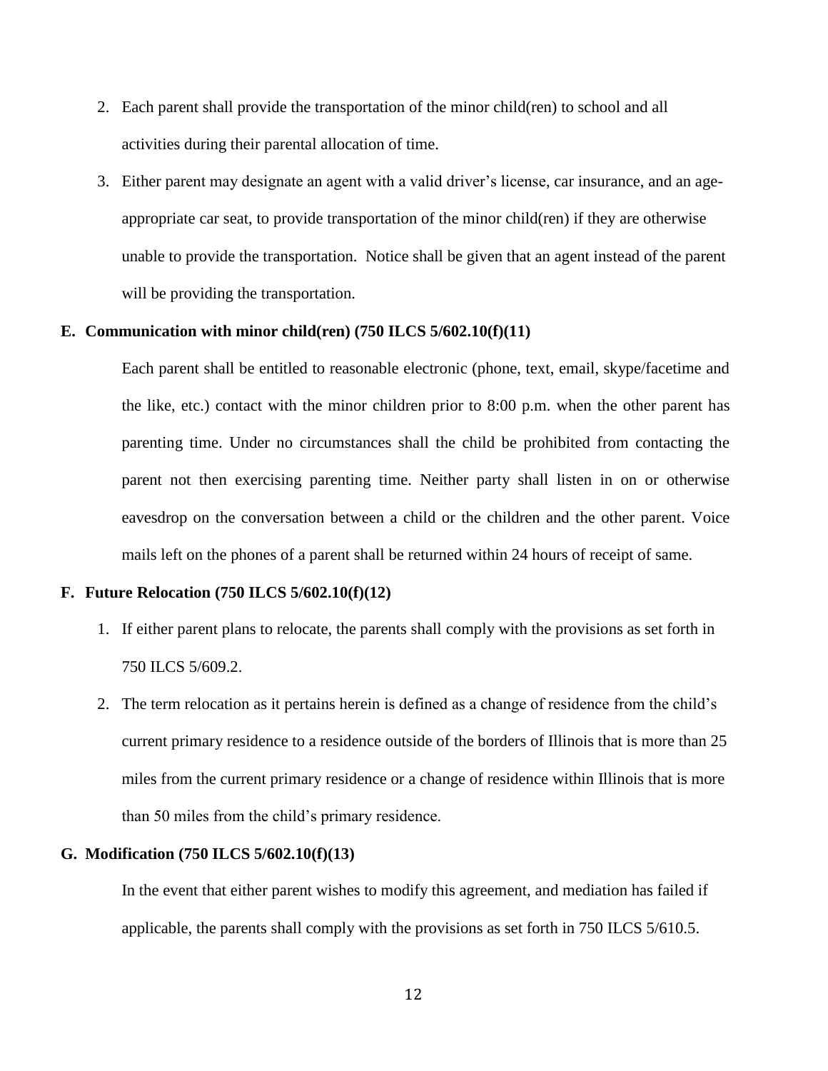2. Each parent shall provide the transportation of the minor child(ren) to school and all activities during their parental allocation of time.
3. Either parent may designate an agent with a valid driver's license, car insurance, and an age-appropriate car seat, to provide transportation of the minor child(ren) if they are otherwise unable to provide the transportation. Notice shall be given that an agent instead of the parent will be providing the transportation.

**E. Communication with minor child(ren) (750 ILCS 5/602.10(f)(11)**

Each parent shall be entitled to reasonable electronic (phone, text, email, skype/facetime and the like, etc.) contact with the minor children prior to 8:00 p.m. when the other parent has parenting time. Under no circumstances shall the child be prohibited from contacting the parent not then exercising parenting time. Neither party shall listen in on or otherwise eavesdrop on the conversation between a child or the children and the other parent. Voice mails left on the phones of a parent shall be returned within 24 hours of receipt of same.

**F. Future Relocation (750 ILCS 5/602.10(f)(12)**

1. If either parent plans to relocate, the parents shall comply with the provisions as set forth in 750 ILCS 5/609.2.
2. The term relocation as it pertains herein is defined as a change of residence from the child's current primary residence to a residence outside of the borders of Illinois that is more than 25 miles from the current primary residence or a change of residence within Illinois that is more than 50 miles from the child's primary residence.

**G. Modification (750 ILCS 5/602.10(f)(13)**

In the event that either parent wishes to modify this agreement, and mediation has failed if applicable, the parents shall comply with the provisions as set forth in 750 ILCS 5/610.5.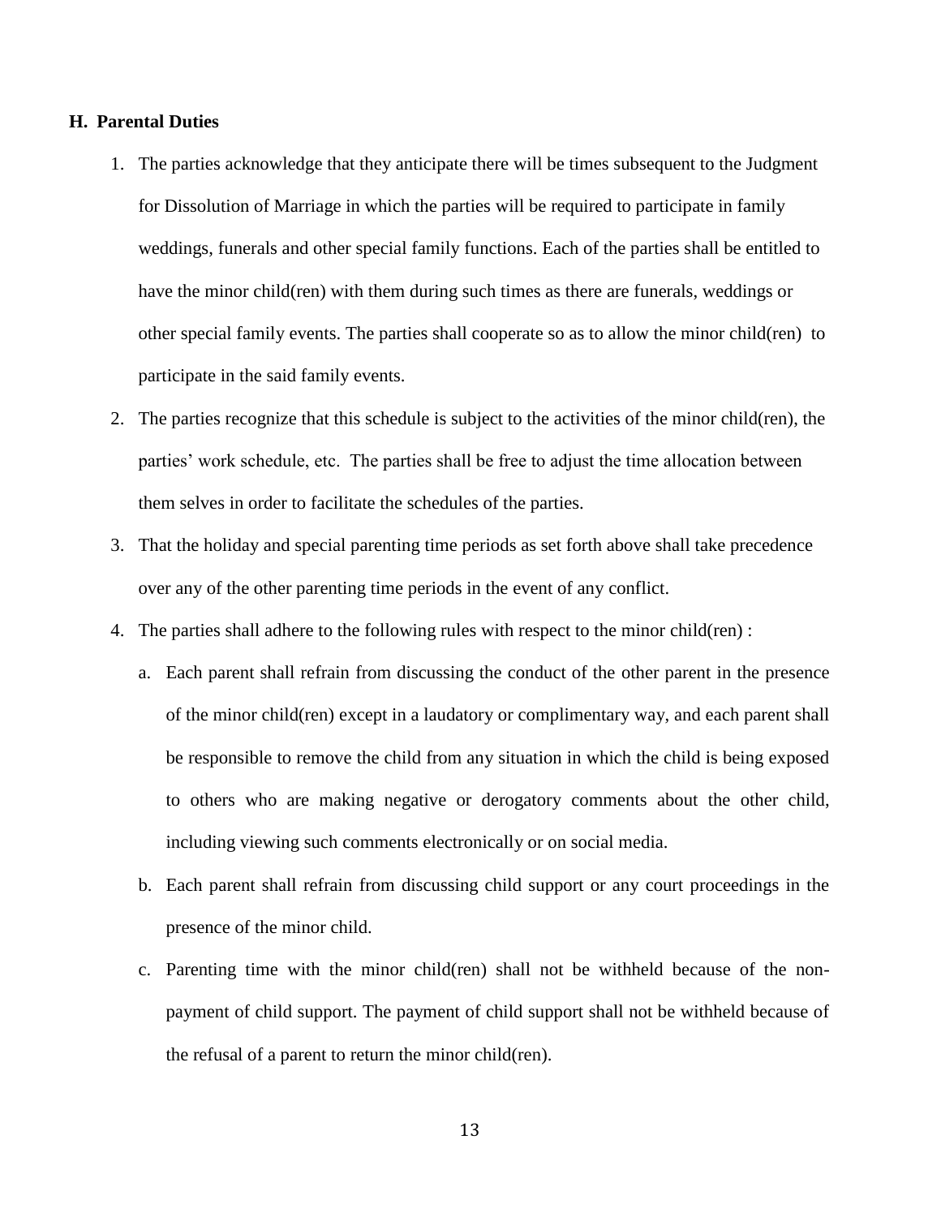**H. Parental Duties**

1. The parties acknowledge that they anticipate there will be times subsequent to the Judgment for Dissolution of Marriage in which the parties will be required to participate in family weddings, funerals and other special family functions. Each of the parties shall be entitled to have the minor child(ren) with them during such times as there are funerals, weddings or other special family events. The parties shall cooperate so as to allow the minor child(ren) to participate in the said family events.
2. The parties recognize that this schedule is subject to the activities of the minor child(ren), the parties' work schedule, etc. The parties shall be free to adjust the time allocation between them selves in order to facilitate the schedules of the parties.
3. That the holiday and special parenting time periods as set forth above shall take precedence over any of the other parenting time periods in the event of any conflict.
4. The parties shall adhere to the following rules with respect to the minor child(ren) :
   a. Each parent shall refrain from discussing the conduct of the other parent in the presence of the minor child(ren) except in a laudatory or complimentary way, and each parent shall be responsible to remove the child from any situation in which the child is being exposed to others who are making negative or derogatory comments about the other child, including viewing such comments electronically or on social media.
   b. Each parent shall refrain from discussing child support or any court proceedings in the presence of the minor child.
   c. Parenting time with the minor child(ren) shall not be withheld because of the non-payment of child support. The payment of child support shall not be withheld because of the refusal of a parent to return the minor child(ren).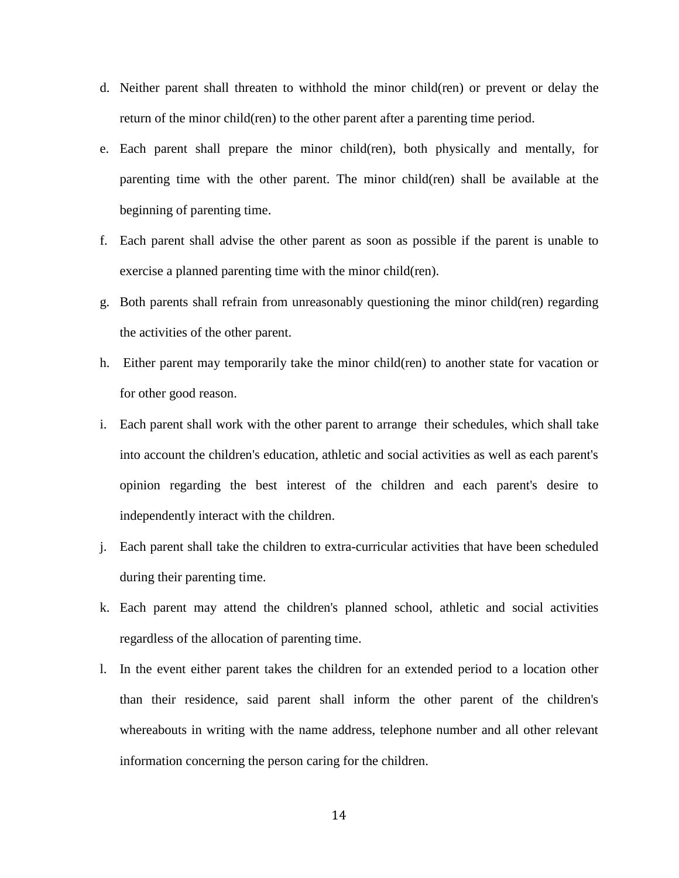d. Neither parent shall threaten to withhold the minor child(ren) or prevent or delay the return of the minor child(ren) to the other parent after a parenting time period.

e. Each parent shall prepare the minor child(ren), both physically and mentally, for parenting time with the other parent. The minor child(ren) shall be available at the beginning of parenting time.

f. Each parent shall advise the other parent as soon as possible if the parent is unable to exercise a planned parenting time with the minor child(ren).

g. Both parents shall refrain from unreasonably questioning the minor child(ren) regarding the activities of the other parent.

h. Either parent may temporarily take the minor child(ren) to another state for vacation or for other good reason.

i. Each parent shall work with the other parent to arrange their schedules, which shall take into account the children's education, athletic and social activities as well as each parent's opinion regarding the best interest of the children and each parent's desire to independently interact with the children.

j. Each parent shall take the children to extra-curricular activities that have been scheduled during their parenting time.

k. Each parent may attend the children's planned school, athletic and social activities regardless of the allocation of parenting time.

l. In the event either parent takes the children for an extended period to a location other than their residence, said parent shall inform the other parent of the children's whereabouts in writing with the name address, telephone number and all other relevant information concerning the person caring for the children.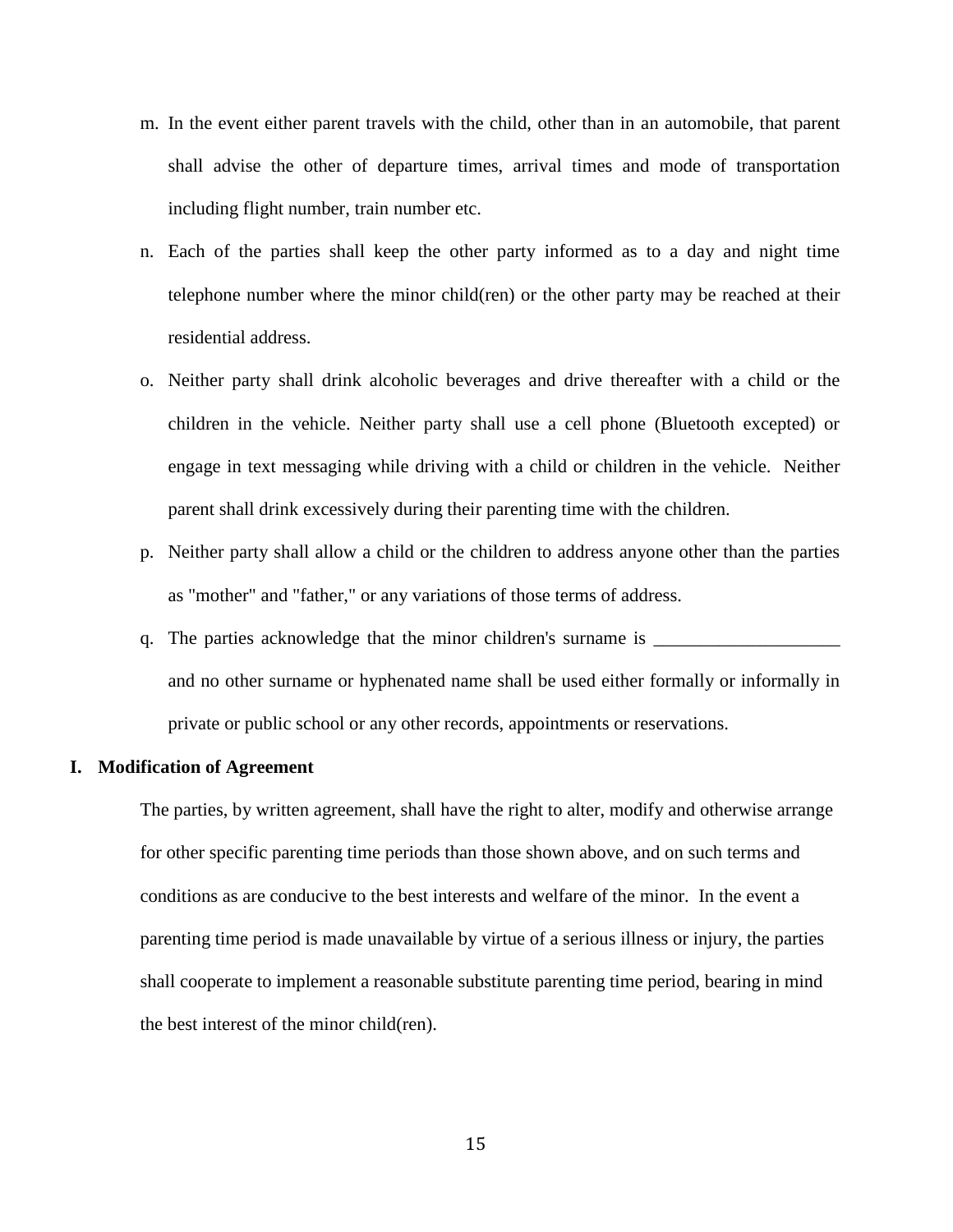m. In the event either parent travels with the child, other than in an automobile, that parent shall advise the other of departure times, arrival times and mode of transportation including flight number, train number etc.

n. Each of the parties shall keep the other party informed as to a day and night time telephone number where the minor child(ren) or the other party may be reached at their residential address.

o. Neither party shall drink alcoholic beverages and drive thereafter with a child or the children in the vehicle. Neither party shall use a cell phone (Bluetooth excepted) or engage in text messaging while driving with a child or children in the vehicle. Neither parent shall drink excessively during their parenting time with the children.

p. Neither party shall allow a child or the children to address anyone other than the parties as "mother" and "father," or any variations of those terms of address.

q. The parties acknowledge that the minor children's surname is ____________________ and no other surname or hyphenated name shall be used either formally or informally in private or public school or any other records, appointments or reservations.

**I. Modification of Agreement**

The parties, by written agreement, shall have the right to alter, modify and otherwise arrange for other specific parenting time periods than those shown above, and on such terms and conditions as are conducive to the best interests and welfare of the minor. In the event a parenting time period is made unavailable by virtue of a serious illness or injury, the parties shall cooperate to implement a reasonable substitute parenting time period, bearing in mind the best interest of the minor child(ren).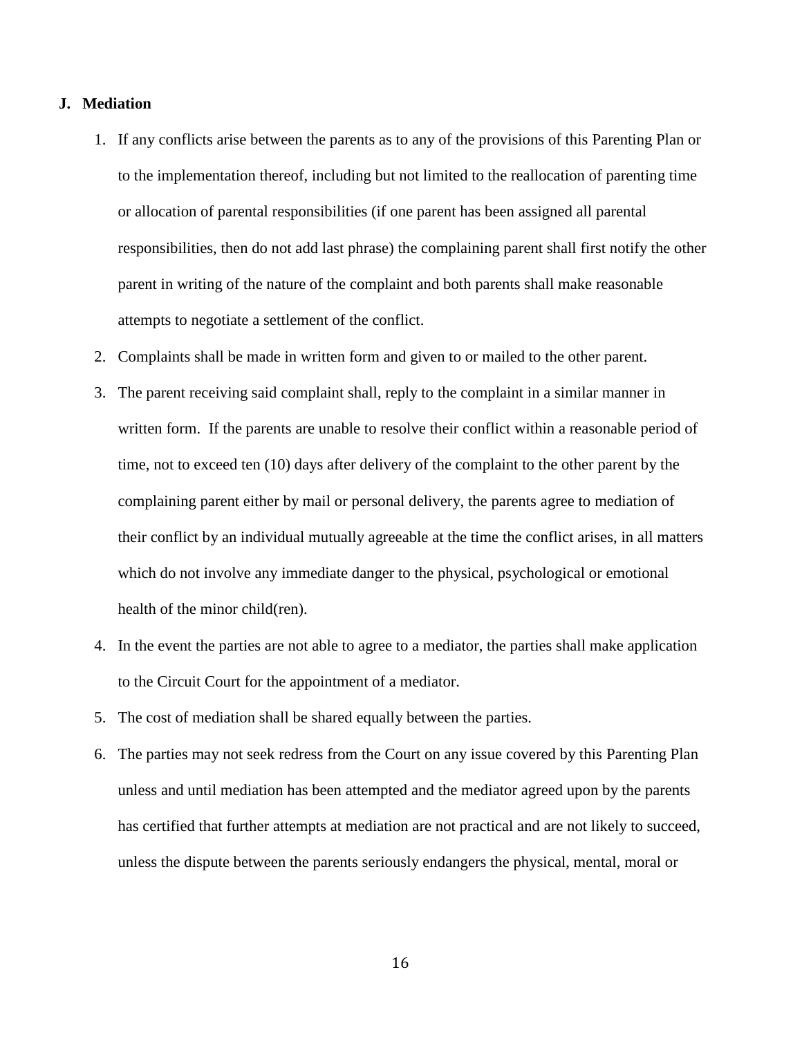## J. Mediation

1. If any conflicts arise between the parents as to any of the provisions of this Parenting Plan or to the implementation thereof, including but not limited to the reallocation of parenting time or allocation of parental responsibilities (if one parent has been assigned all parental responsibilities, then do not add last phrase) the complaining parent shall first notify the other parent in writing of the nature of the complaint and both parents shall make reasonable attempts to negotiate a settlement of the conflict.
2. Complaints shall be made in written form and given to or mailed to the other parent.
3. The parent receiving said complaint shall, reply to the complaint in a similar manner in written form. If the parents are unable to resolve their conflict within a reasonable period of time, not to exceed ten (10) days after delivery of the complaint to the other parent by the complaining parent either by mail or personal delivery, the parents agree to mediation of their conflict by an individual mutually agreeable at the time the conflict arises, in all matters which do not involve any immediate danger to the physical, psychological or emotional health of the minor child(ren).
4. In the event the parties are not able to agree to a mediator, the parties shall make application to the Circuit Court for the appointment of a mediator.
5. The cost of mediation shall be shared equally between the parties.
6. The parties may not seek redress from the Court on any issue covered by this Parenting Plan unless and until mediation has been attempted and the mediator agreed upon by the parents has certified that further attempts at mediation are not practical and are not likely to succeed, unless the dispute between the parents seriously endangers the physical, mental, moral or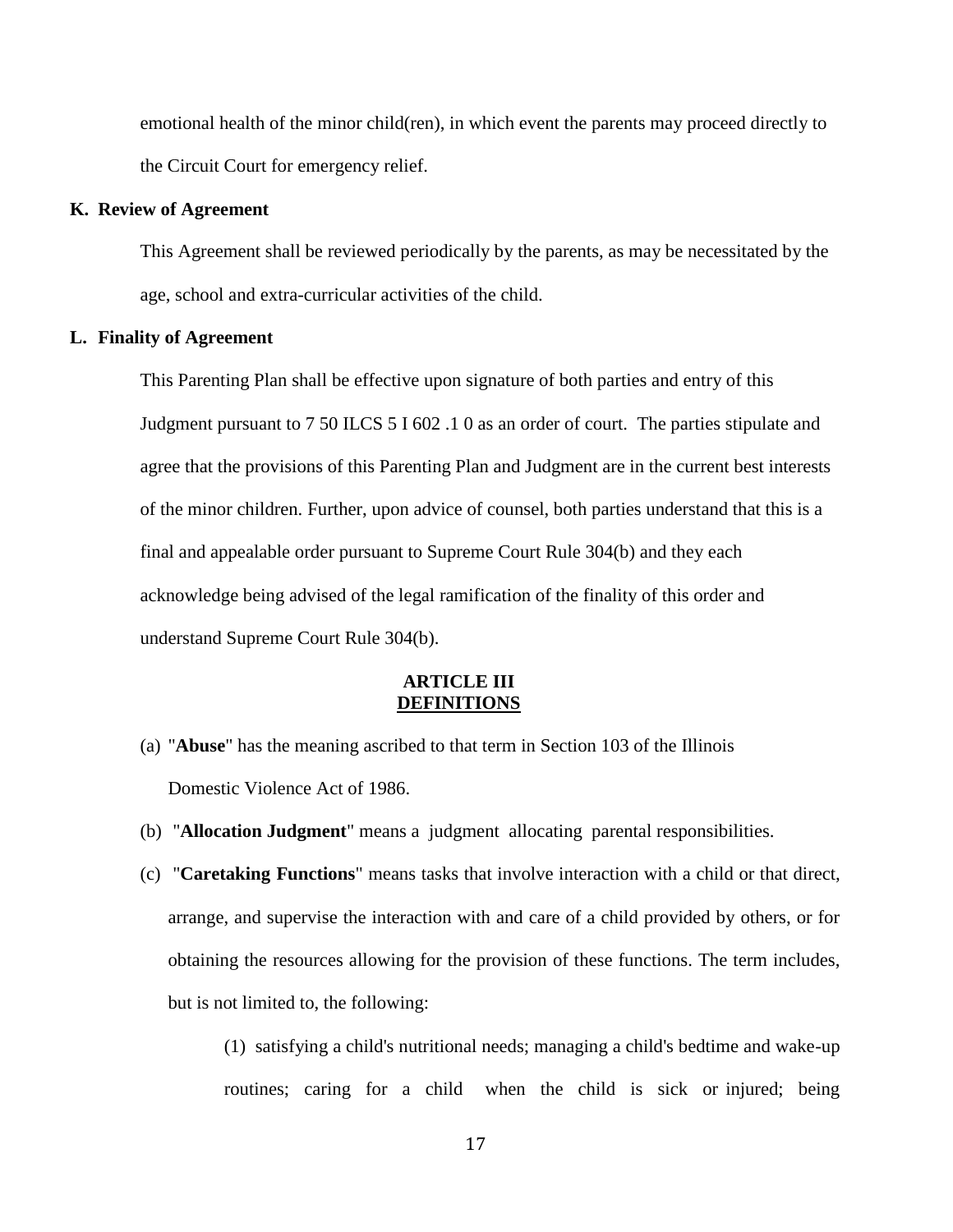emotional health of the minor child(ren), in which event the parents may proceed directly to the Circuit Court for emergency relief.

**K. Review of Agreement**

This Agreement shall be reviewed periodically by the parents, as may be necessitated by the age, school and extra-curricular activities of the child.

**L. Finality of Agreement**

This Parenting Plan shall be effective upon signature of both parties and entry of this Judgment pursuant to 7 50 ILCS 5 I 602 .1 0 as an order of court. The parties stipulate and agree that the provisions of this Parenting Plan and Judgment are in the current best interests of the minor children. Further, upon advice of counsel, both parties understand that this is a final and appealable order pursuant to Supreme Court Rule 304(b) and they each acknowledge being advised of the legal ramification of the finality of this order and understand Supreme Court Rule 304(b).

## ARTICLE III
## DEFINITIONS

(a) "**Abuse**" has the meaning ascribed to that term in Section 103 of the Illinois Domestic Violence Act of 1986.

(b) "**Allocation Judgment**" means a judgment allocating parental responsibilities.

(c) "**Caretaking Functions**" means tasks that involve interaction with a child or that direct, arrange, and supervise the interaction with and care of a child provided by others, or for obtaining the resources allowing for the provision of these functions. The term includes, but is not limited to, the following:

(1) satisfying a child's nutritional needs; managing a child's bedtime and wake-up routines; caring for a child when the child is sick or injured; being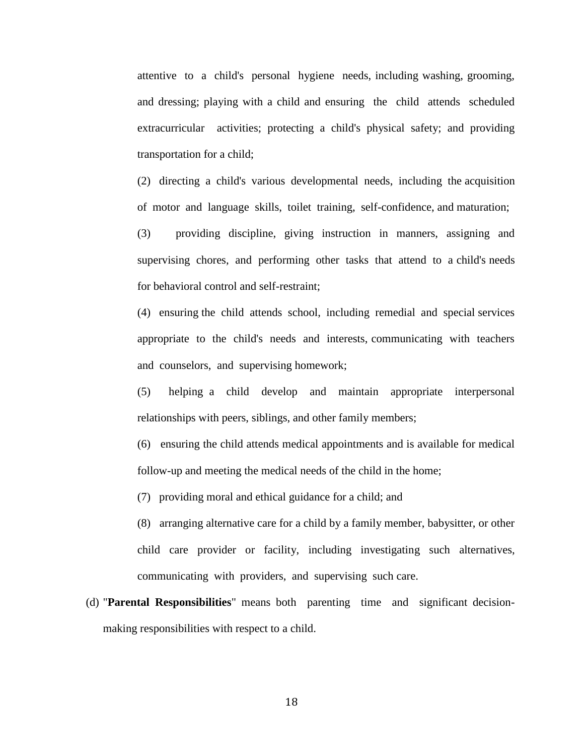attentive to a child's personal hygiene needs, including washing, grooming, and dressing; playing with a child and ensuring the child attends scheduled extracurricular activities; protecting a child's physical safety; and providing transportation for a child;

(2) directing a child's various developmental needs, including the acquisition of motor and language skills, toilet training, self-confidence, and maturation;

(3) providing discipline, giving instruction in manners, assigning and supervising chores, and performing other tasks that attend to a child's needs for behavioral control and self-restraint;

(4) ensuring the child attends school, including remedial and special services appropriate to the child's needs and interests, communicating with teachers and counselors, and supervising homework;

(5) helping a child develop and maintain appropriate interpersonal relationships with peers, siblings, and other family members;

(6) ensuring the child attends medical appointments and is available for medical follow-up and meeting the medical needs of the child in the home;

(7) providing moral and ethical guidance for a child; and

(8) arranging alternative care for a child by a family member, babysitter, or other child care provider or facility, including investigating such alternatives, communicating with providers, and supervising such care.

(d) "**Parental Responsibilities**" means both parenting time and significant decision-making responsibilities with respect to a child.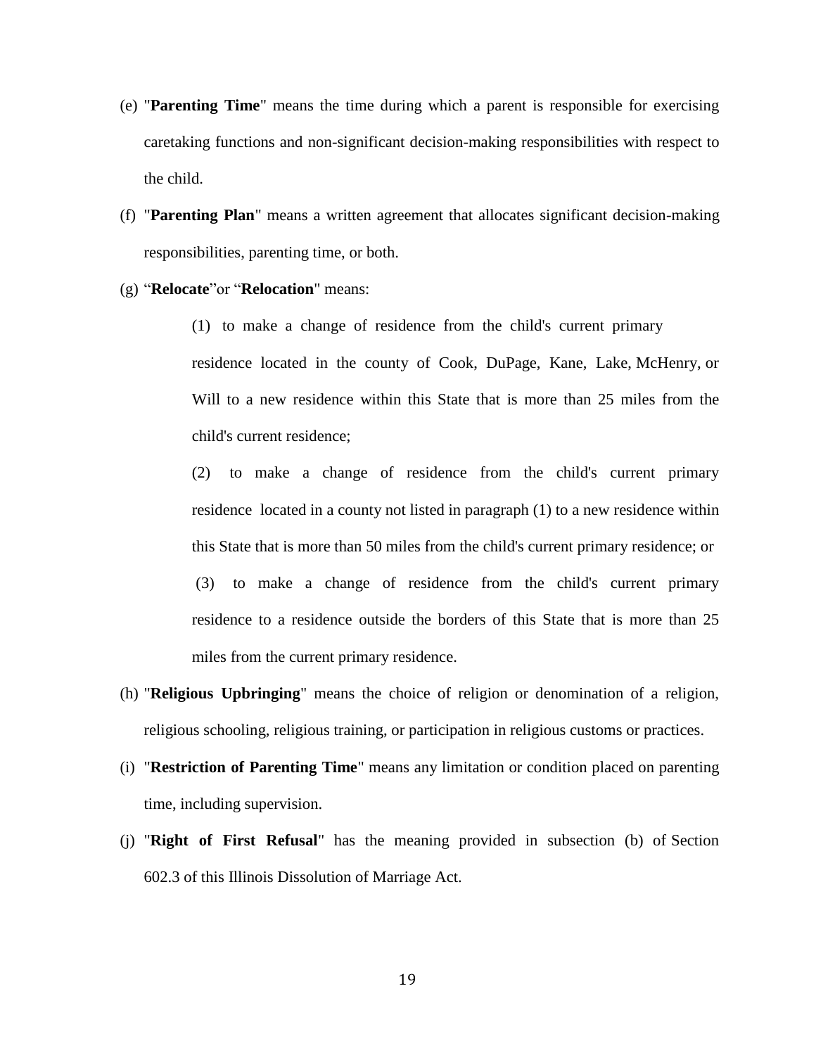(e) "**Parenting Time**" means the time during which a parent is responsible for exercising caretaking functions and non-significant decision-making responsibilities with respect to the child.

(f) "**Parenting Plan**" means a written agreement that allocates significant decision-making responsibilities, parenting time, or both.

(g) "**Relocate**" or "**Relocation**" means:

> (1) to make a change of residence from the child's current primary residence located in the county of Cook, DuPage, Kane, Lake, McHenry, or Will to a new residence within this State that is more than 25 miles from the child's current residence;
>
> (2) to make a change of residence from the child's current primary residence located in a county not listed in paragraph (1) to a new residence within this State that is more than 50 miles from the child's current primary residence; or
>
> (3) to make a change of residence from the child's current primary residence to a residence outside the borders of this State that is more than 25 miles from the current primary residence.

(h) "**Religious Upbringing**" means the choice of religion or denomination of a religion, religious schooling, religious training, or participation in religious customs or practices.

(i) "**Restriction of Parenting Time**" means any limitation or condition placed on parenting time, including supervision.

(j) "**Right of First Refusal**" has the meaning provided in subsection (b) of Section 602.3 of this Illinois Dissolution of Marriage Act.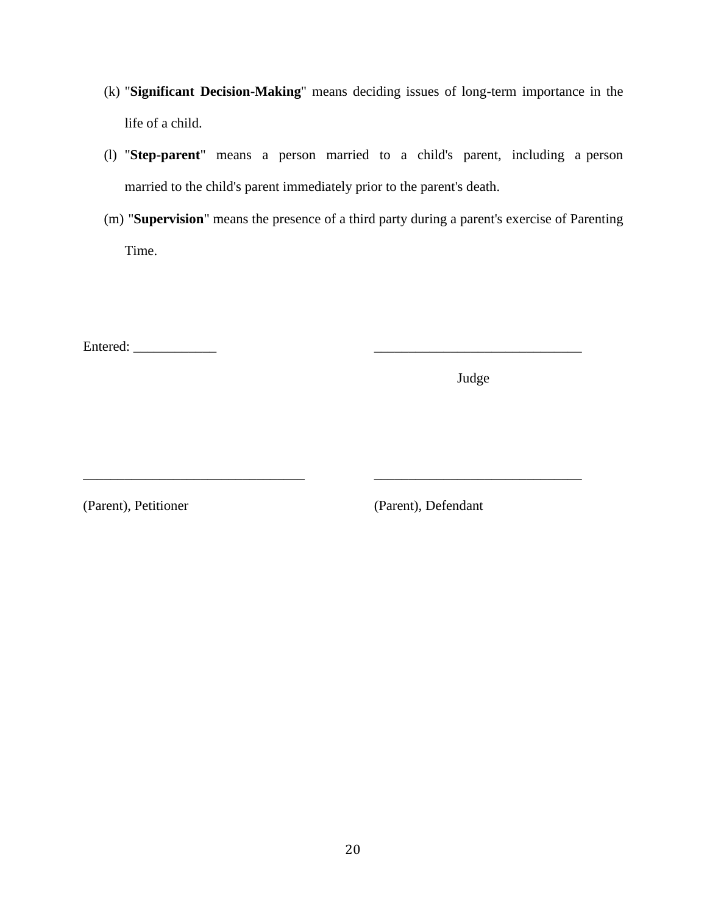(k) "**Significant Decision-Making**" means deciding issues of long-term importance in the life of a child.

(l) "**Step-parent**" means a person married to a child's parent, including a person married to the child's parent immediately prior to the parent's death.

(m) "**Supervision**" means the presence of a third party during a parent's exercise of Parenting Time.

Entered: ____________ _______________________________

Judge

________________________________ ______________________________

(Parent), Petitioner (Parent), Defendant